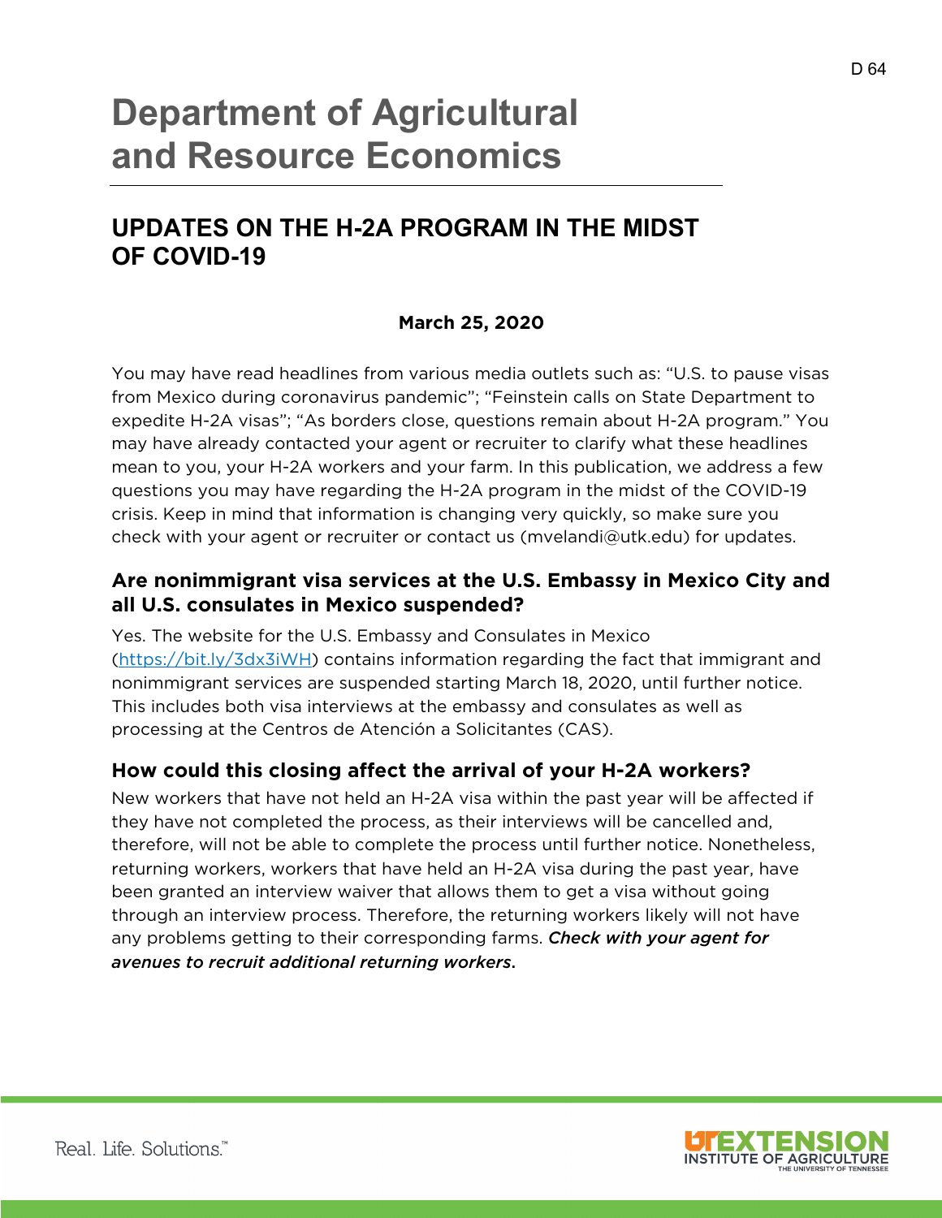# Department of Agricultural and Resource Economics

## UPDATES ON THE H-2A PROGRAM IN THE MIDST OF COVID-19

**March 25, 2020**

You may have read headlines from various media outlets such as: "U.S. to pause visas from Mexico during coronavirus pandemic"; "Feinstein calls on State Department to expedite H-2A visas"; "As borders close, questions remain about H-2A program." You may have already contacted your agent or recruiter to clarify what these headlines mean to you, your H-2A workers and your farm. In this publication, we address a few questions you may have regarding the H-2A program in the midst of the COVID-19 crisis. Keep in mind that information is changing very quickly, so make sure you check with your agent or recruiter or contact us (mvelandi@utk.edu) for updates.

### Are nonimmigrant visa services at the U.S. Embassy in Mexico City and all U.S. consulates in Mexico suspended?

Yes. The website for the U.S. Embassy and Consulates in Mexico (https://bit.ly/3dx3iWH) contains information regarding the fact that immigrant and nonimmigrant services are suspended starting March 18, 2020, until further notice. This includes both visa interviews at the embassy and consulates as well as processing at the Centros de Atención a Solicitantes (CAS).

### How could this closing affect the arrival of your H-2A workers?

New workers that have not held an H-2A visa within the past year will be affected if they have not completed the process, as their interviews will be cancelled and, therefore, will not be able to complete the process until further notice. Nonetheless, returning workers, workers that have held an H-2A visa during the past year, have been granted an interview waiver that allows them to get a visa without going through an interview process. Therefore, the returning workers likely will not have any problems getting to their corresponding farms. ***Check with your agent for avenues to recruit additional returning workers.***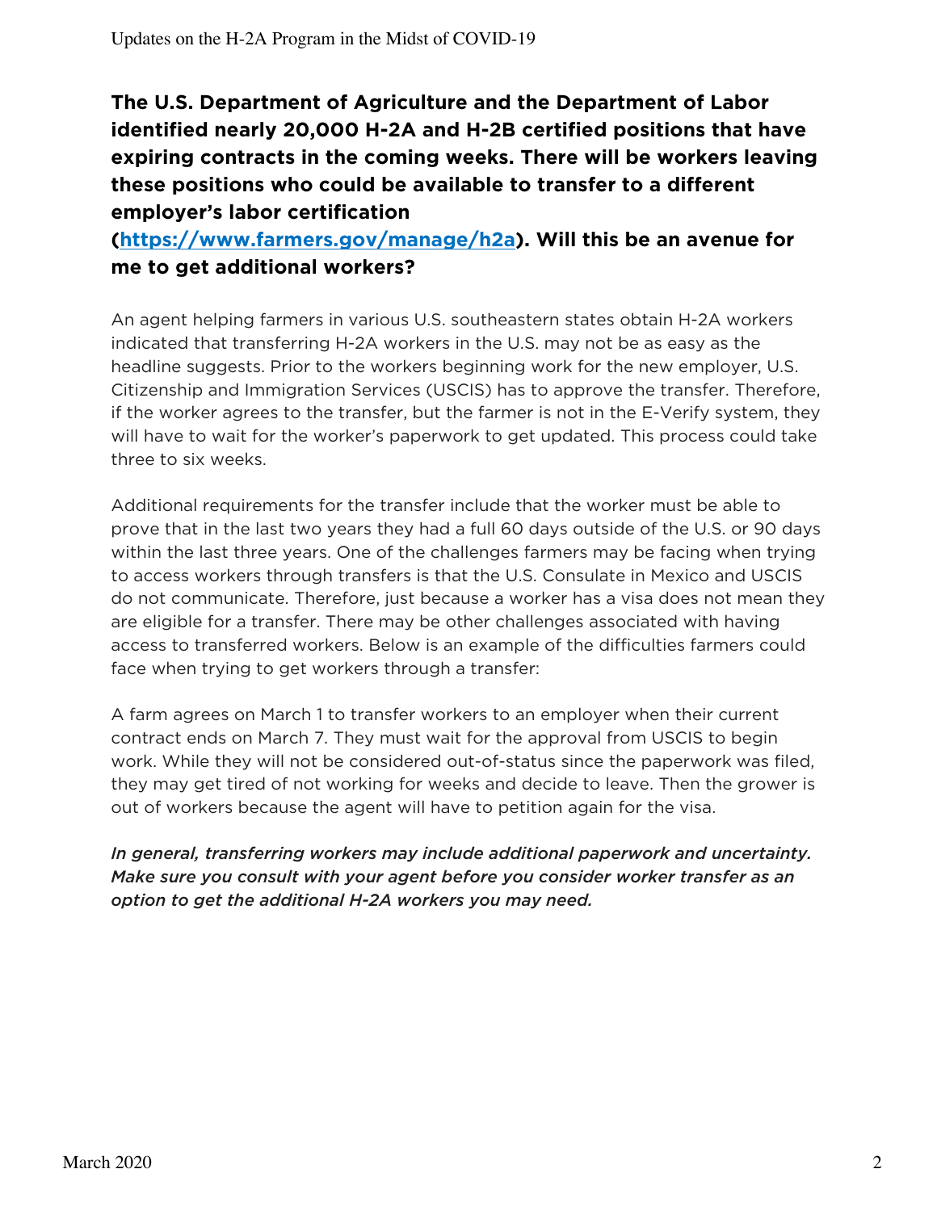**The U.S. Department of Agriculture and the Department of Labor identified nearly 20,000 H-2A and H-2B certified positions that have expiring contracts in the coming weeks. There will be workers leaving these positions who could be available to transfer to a different employer's labor certification ([https://www.farmers.gov/manage/h2a](https://www.farmers.gov/manage/h2a)). Will this be an avenue for me to get additional workers?**

An agent helping farmers in various U.S. southeastern states obtain H-2A workers indicated that transferring H-2A workers in the U.S. may not be as easy as the headline suggests. Prior to the workers beginning work for the new employer, U.S. Citizenship and Immigration Services (USCIS) has to approve the transfer. Therefore, if the worker agrees to the transfer, but the farmer is not in the E-Verify system, they will have to wait for the worker's paperwork to get updated. This process could take three to six weeks.

Additional requirements for the transfer include that the worker must be able to prove that in the last two years they had a full 60 days outside of the U.S. or 90 days within the last three years. One of the challenges farmers may be facing when trying to access workers through transfers is that the U.S. Consulate in Mexico and USCIS do not communicate. Therefore, just because a worker has a visa does not mean they are eligible for a transfer. There may be other challenges associated with having access to transferred workers. Below is an example of the difficulties farmers could face when trying to get workers through a transfer:

A farm agrees on March 1 to transfer workers to an employer when their current contract ends on March 7. They must wait for the approval from USCIS to begin work. While they will not be considered out-of-status since the paperwork was filed, they may get tired of not working for weeks and decide to leave. Then the grower is out of workers because the agent will have to petition again for the visa.

***In general, transferring workers may include additional paperwork and uncertainty. Make sure you consult with your agent before you consider worker transfer as an option to get the additional H-2A workers you may need.***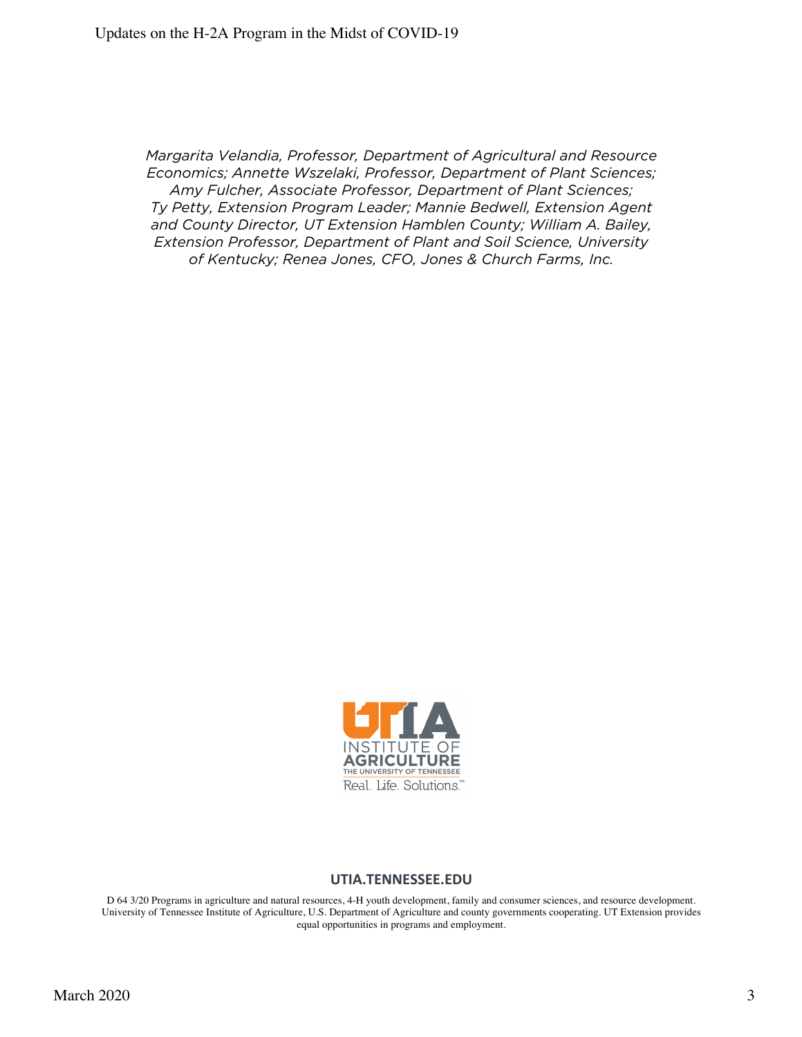*Margarita Velandia, Professor, Department of Agricultural and Resource Economics; Annette Wszelaki, Professor, Department of Plant Sciences; Amy Fulcher, Associate Professor, Department of Plant Sciences; Ty Petty, Extension Program Leader; Mannie Bedwell, Extension Agent and County Director, UT Extension Hamblen County; William A. Bailey, Extension Professor, Department of Plant and Soil Science, University of Kentucky; Renea Jones, CFO, Jones & Church Farms, Inc.*

UTIA INSTITUTE OF AGRICULTURE THE UNIVERSITY OF TENNESSEE Real. Life. Solutions.™

**UTIA.TENNESSEE.EDU**

D 64 3/20 Programs in agriculture and natural resources, 4-H youth development, family and consumer sciences, and resource development. University of Tennessee Institute of Agriculture, U.S. Department of Agriculture and county governments cooperating. UT Extension provides equal opportunities in programs and employment.